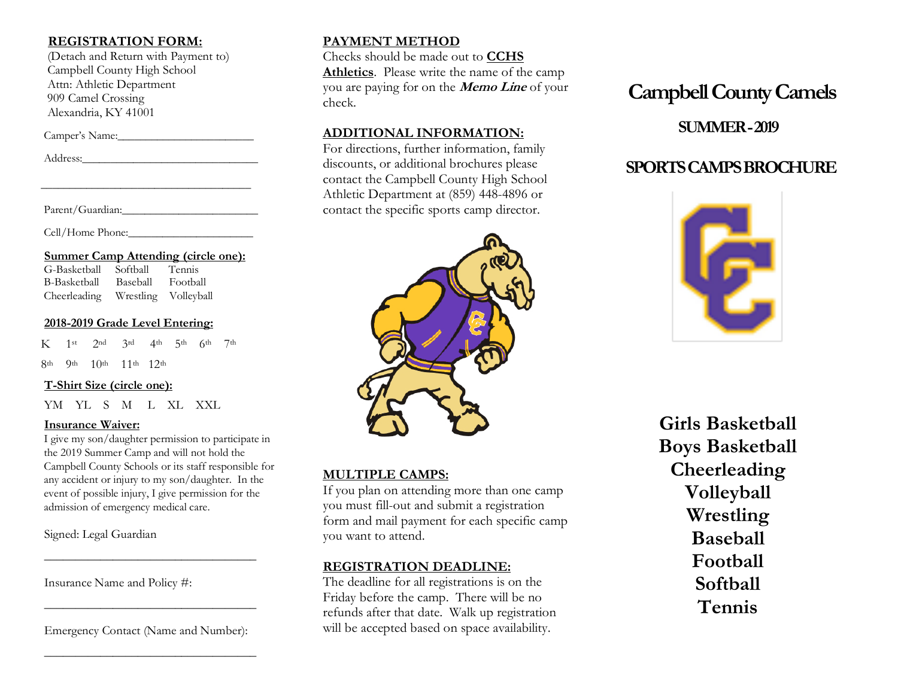## REGISTRATION FORM:

(Detach and Return with Payment to)
Campbell County High School
Attn: Athletic Department
909 Camel Crossing
Alexandria, KY 41001

Camper's Name:______________________

Address:____________________________

____________________________________

Parent/Guardian:______________________

Cell/Home Phone:_____________________

**Summer Camp Attending (circle one):**

G-Basketball Softball Tennis
B-Basketball Baseball Football
Cheerleading Wrestling Volleyball

**2018-2019 Grade Level Entering:**

K 1st 2nd 3rd 4th 5th 6th 7th
8th 9th 10th 11th 12th

**T-Shirt Size (circle one):**

YM YL S M L XL XXL

**Insurance Waiver:**

I give my son/daughter permission to participate in the 2019 Summer Camp and will not hold the Campbell County Schools or its staff responsible for any accident or injury to my son/daughter. In the event of possible injury, I give permission for the admission of emergency medical care.

Signed: Legal Guardian

____________________________________

Insurance Name and Policy #:

____________________________________

Emergency Contact (Name and Number):

____________________________________

## PAYMENT METHOD

Checks should be made out to **CCHS Athletics**. Please write the name of the camp you are paying for on the ***Memo Line*** of your check.

## ADDITIONAL INFORMATION:

For directions, further information, family discounts, or additional brochures please contact the Campbell County High School Athletic Department at (859) 448-4896 or contact the specific sports camp director.

## MULTIPLE CAMPS:

If you plan on attending more than one camp you must fill-out and submit a registration form and mail payment for each specific camp you want to attend.

## REGISTRATION DEADLINE:

The deadline for all registrations is on the Friday before the camp. There will be no refunds after that date. Walk up registration will be accepted based on space availability.

# Campbell County Camels

## SUMMER - 2019

## SPORTS CAMPS BROCHURE

**Girls Basketball**
**Boys Basketball**
**Cheerleading**
**Volleyball**
**Wrestling**
**Baseball**
**Football**
**Softball**
**Tennis**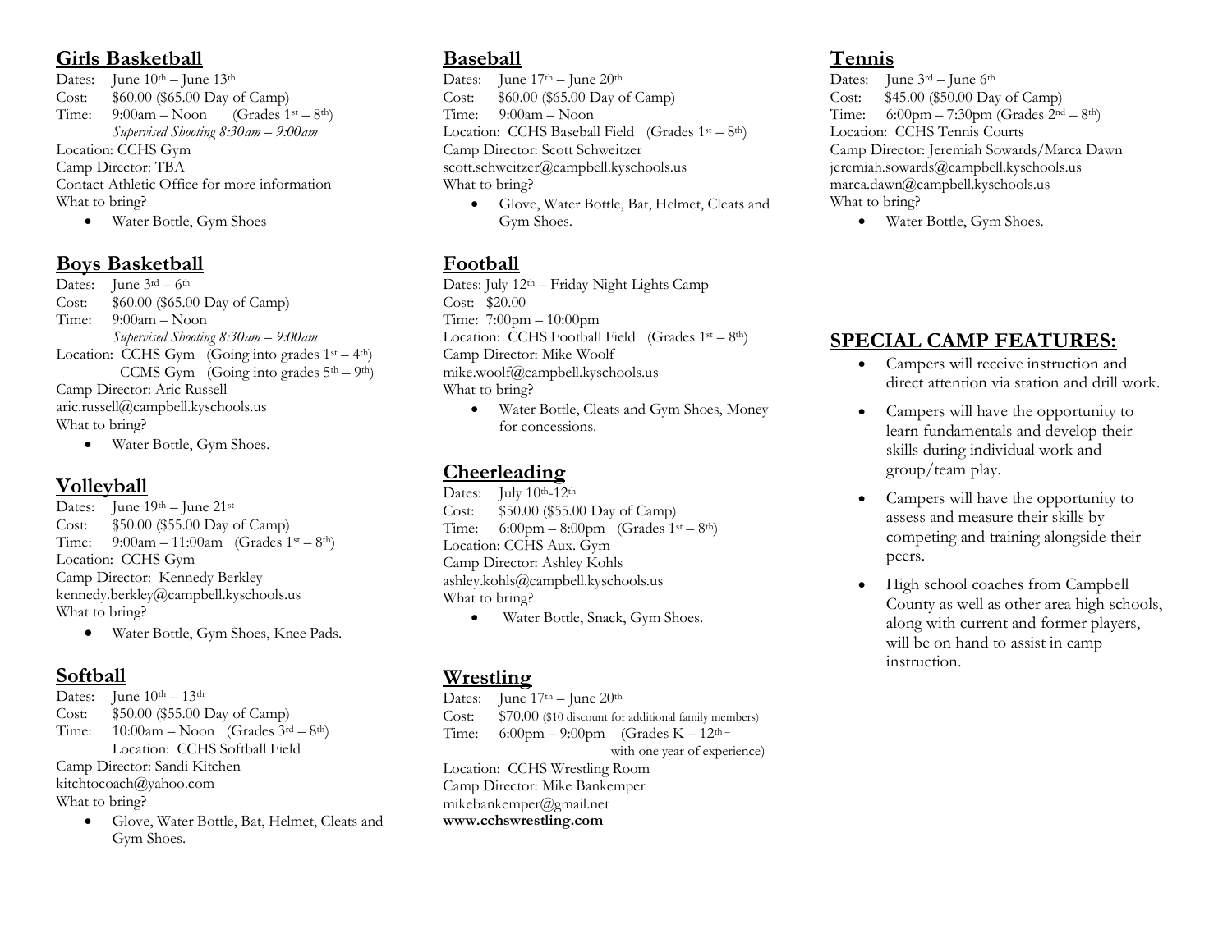## Girls Basketball

Dates: June $10^{th}$ – June $13^{th}$
Cost: $60.00 ($65.00 Day of Camp)
Time: 9:00am – Noon (Grades $1^{st}$ – $8^{th}$)
*Supervised Shooting 8:30am – 9:00am*
Location: CCHS Gym
Camp Director: TBA
Contact Athletic Office for more information
What to bring?

- Water Bottle, Gym Shoes

## Boys Basketball

Dates: June $3^{rd}$ – $6^{th}$
Cost: $60.00 ($65.00 Day of Camp)
Time: 9:00am – Noon
*Supervised Shooting 8:30am – 9:00am*
Location: CCHS Gym (Going into grades $1^{st}$ – $4^{th}$)
CCMS Gym (Going into grades $5^{th}$ – $9^{th}$)
Camp Director: Aric Russell
aric.russell@campbell.kyschools.us
What to bring?

- Water Bottle, Gym Shoes.

## Volleyball

Dates: June $19^{th}$ – June $21^{st}$
Cost: $50.00 ($55.00 Day of Camp)
Time: 9:00am – 11:00am (Grades $1^{st}$ – $8^{th}$)
Location: CCHS Gym
Camp Director: Kennedy Berkley
kennedy.berkley@campbell.kyschools.us
What to bring?

- Water Bottle, Gym Shoes, Knee Pads.

## Softball

Dates: June $10^{th}$ – $13^{th}$
Cost: $50.00 ($55.00 Day of Camp)
Time: 10:00am – Noon (Grades $3^{rd}$ – $8^{th}$)
Location: CCHS Softball Field
Camp Director: Sandi Kitchen
kitchtocoach@yahoo.com
What to bring?

- Glove, Water Bottle, Bat, Helmet, Cleats and Gym Shoes.

## Baseball

Dates: June $17^{th}$ – June $20^{th}$
Cost: $60.00 ($65.00 Day of Camp)
Time: 9:00am – Noon
Location: CCHS Baseball Field (Grades $1^{st}$ – $8^{th}$)
Camp Director: Scott Schweitzer
scott.schweitzer@campbell.kyschools.us
What to bring?

- Glove, Water Bottle, Bat, Helmet, Cleats and Gym Shoes.

## Football

Dates: July $12^{th}$ – Friday Night Lights Camp
Cost: $20.00
Time: 7:00pm – 10:00pm
Location: CCHS Football Field (Grades $1^{st}$ – $8^{th}$)
Camp Director: Mike Woolf
mike.woolf@campbell.kyschools.us
What to bring?

- Water Bottle, Cleats and Gym Shoes, Money for concessions.

## Cheerleading

Dates: July $10^{th}$-$12^{th}$
Cost: $50.00 ($55.00 Day of Camp)
Time: 6:00pm – 8:00pm (Grades $1^{st}$ – $8^{th}$)
Location: CCHS Aux. Gym
Camp Director: Ashley Kohls
ashley.kohls@campbell.kyschools.us
What to bring?

- Water Bottle, Snack, Gym Shoes.

## Wrestling

Dates: June $17^{th}$ – June $20^{th}$
Cost: $70.00 ($10 discount for additional family members)
Time: 6:00pm – 9:00pm (Grades K – $12^{th}$ – with one year of experience)
Location: CCHS Wrestling Room
Camp Director: Mike Bankemper
mikebankemper@gmail.net
**www.cchswrestling.com**

## Tennis

Dates: June $3^{rd}$ – June $6^{th}$
Cost: $45.00 ($50.00 Day of Camp)
Time: 6:00pm – 7:30pm (Grades $2^{nd}$ – $8^{th}$)
Location: CCHS Tennis Courts
Camp Director: Jeremiah Sowards/Marca Dawn
jeremiah.sowards@campbell.kyschools.us
marca.dawn@campbell.kyschools.us
What to bring?

- Water Bottle, Gym Shoes.

## SPECIAL CAMP FEATURES:

- Campers will receive instruction and direct attention via station and drill work.
- Campers will have the opportunity to learn fundamentals and develop their skills during individual work and group/team play.
- Campers will have the opportunity to assess and measure their skills by competing and training alongside their peers.
- High school coaches from Campbell County as well as other area high schools, along with current and former players, will be on hand to assist in camp instruction.